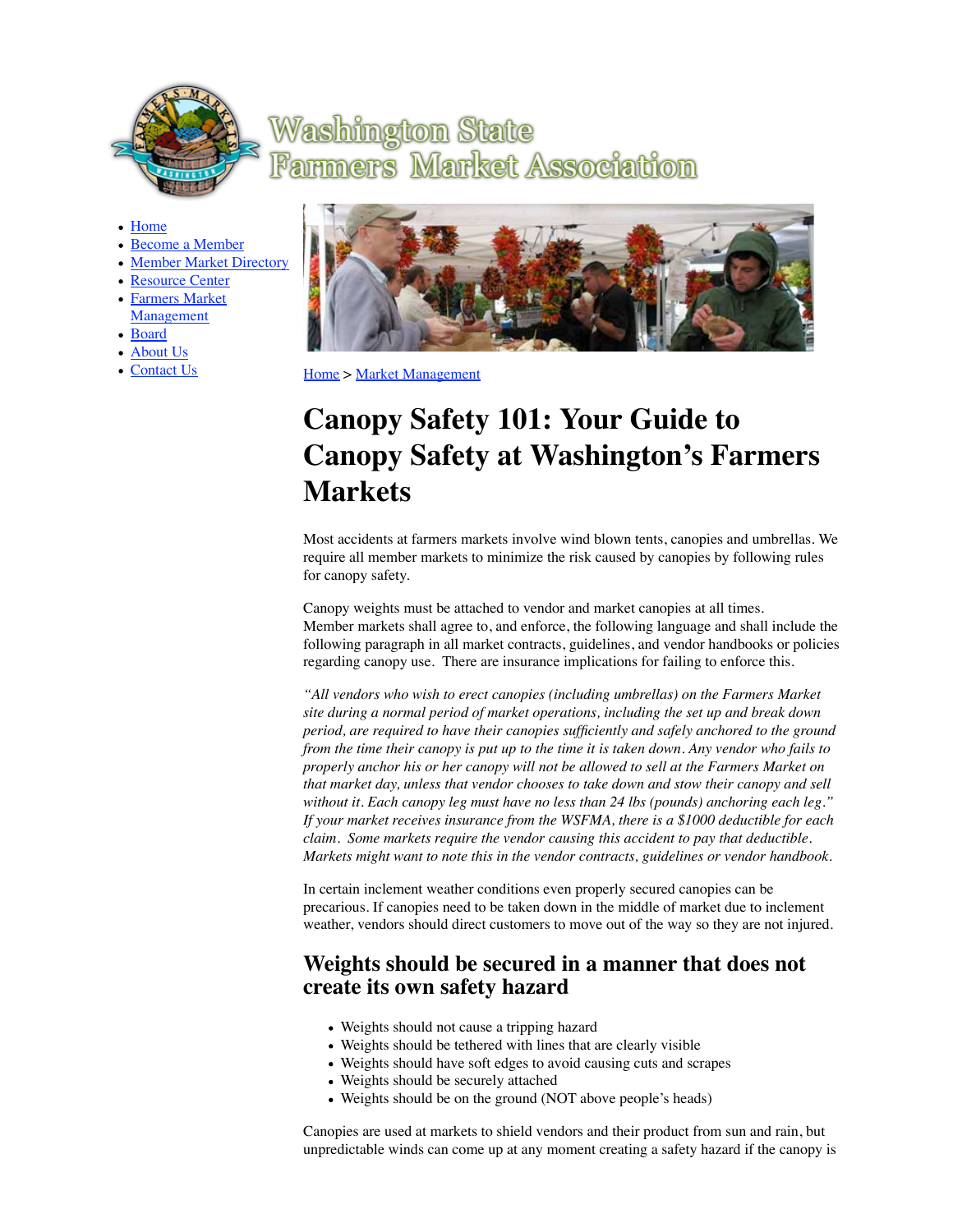# Washington State Farmers Market Association

- Home
- Become a Member
- Member Market Directory
- Resource Center
- Farmers Market Management
- Board
- About Us
- Contact Us

Home > Market Management

# Canopy Safety 101: Your Guide to Canopy Safety at Washington's Farmers Markets

Most accidents at farmers markets involve wind blown tents, canopies and umbrellas. We require all member markets to minimize the risk caused by canopies by following rules for canopy safety.

Canopy weights must be attached to vendor and market canopies at all times.
Member markets shall agree to, and enforce, the following language and shall include the following paragraph in all market contracts, guidelines, and vendor handbooks or policies regarding canopy use. There are insurance implications for failing to enforce this.

*"All vendors who wish to erect canopies (including umbrellas) on the Farmers Market site during a normal period of market operations, including the set up and break down period, are required to have their canopies sufficiently and safely anchored to the ground from the time their canopy is put up to the time it is taken down. Any vendor who fails to properly anchor his or her canopy will not be allowed to sell at the Farmers Market on that market day, unless that vendor chooses to take down and stow their canopy and sell without it. Each canopy leg must have no less than 24 lbs (pounds) anchoring each leg." If your market receives insurance from the WSFMA, there is a $1000 deductible for each claim. Some markets require the vendor causing this accident to pay that deductible. Markets might want to note this in the vendor contracts, guidelines or vendor handbook.*

In certain inclement weather conditions even properly secured canopies can be precarious. If canopies need to be taken down in the middle of market due to inclement weather, vendors should direct customers to move out of the way so they are not injured.

## Weights should be secured in a manner that does not create its own safety hazard

- Weights should not cause a tripping hazard
- Weights should be tethered with lines that are clearly visible
- Weights should have soft edges to avoid causing cuts and scrapes
- Weights should be securely attached
- Weights should be on the ground (NOT above people's heads)

Canopies are used at markets to shield vendors and their product from sun and rain, but unpredictable winds can come up at any moment creating a safety hazard if the canopy is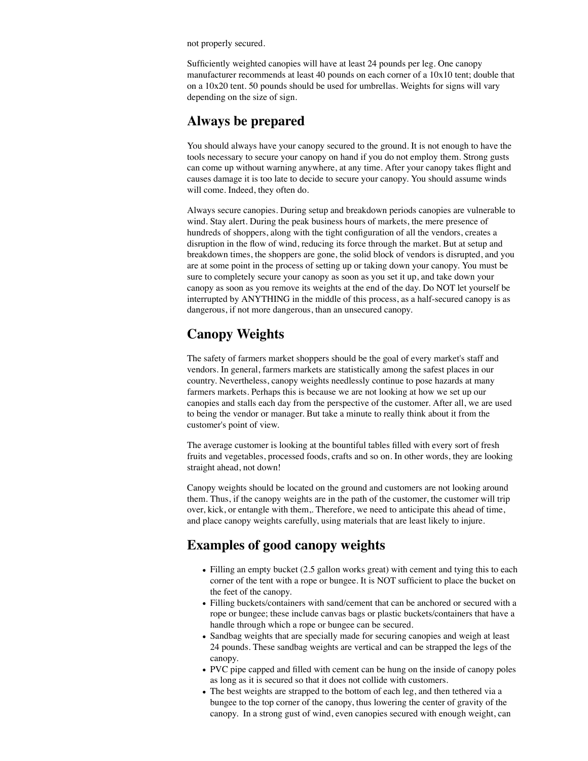not properly secured.

Sufficiently weighted canopies will have at least 24 pounds per leg. One canopy manufacturer recommends at least 40 pounds on each corner of a 10x10 tent; double that on a 10x20 tent. 50 pounds should be used for umbrellas. Weights for signs will vary depending on the size of sign.

## Always be prepared

You should always have your canopy secured to the ground. It is not enough to have the tools necessary to secure your canopy on hand if you do not employ them. Strong gusts can come up without warning anywhere, at any time. After your canopy takes flight and causes damage it is too late to decide to secure your canopy. You should assume winds will come. Indeed, they often do.

Always secure canopies. During setup and breakdown periods canopies are vulnerable to wind. Stay alert. During the peak business hours of markets, the mere presence of hundreds of shoppers, along with the tight configuration of all the vendors, creates a disruption in the flow of wind, reducing its force through the market. But at setup and breakdown times, the shoppers are gone, the solid block of vendors is disrupted, and you are at some point in the process of setting up or taking down your canopy. You must be sure to completely secure your canopy as soon as you set it up, and take down your canopy as soon as you remove its weights at the end of the day. Do NOT let yourself be interrupted by ANYTHING in the middle of this process, as a half-secured canopy is as dangerous, if not more dangerous, than an unsecured canopy.

## Canopy Weights

The safety of farmers market shoppers should be the goal of every market's staff and vendors. In general, farmers markets are statistically among the safest places in our country. Nevertheless, canopy weights needlessly continue to pose hazards at many farmers markets. Perhaps this is because we are not looking at how we set up our canopies and stalls each day from the perspective of the customer. After all, we are used to being the vendor or manager. But take a minute to really think about it from the customer's point of view.

The average customer is looking at the bountiful tables filled with every sort of fresh fruits and vegetables, processed foods, crafts and so on. In other words, they are looking straight ahead, not down!

Canopy weights should be located on the ground and customers are not looking around them. Thus, if the canopy weights are in the path of the customer, the customer will trip over, kick, or entangle with them,. Therefore, we need to anticipate this ahead of time, and place canopy weights carefully, using materials that are least likely to injure.

## Examples of good canopy weights

- Filling an empty bucket (2.5 gallon works great) with cement and tying this to each corner of the tent with a rope or bungee. It is NOT sufficient to place the bucket on the feet of the canopy.
- Filling buckets/containers with sand/cement that can be anchored or secured with a rope or bungee; these include canvas bags or plastic buckets/containers that have a handle through which a rope or bungee can be secured.
- Sandbag weights that are specially made for securing canopies and weigh at least 24 pounds. These sandbag weights are vertical and can be strapped the legs of the canopy.
- PVC pipe capped and filled with cement can be hung on the inside of canopy poles as long as it is secured so that it does not collide with customers.
- The best weights are strapped to the bottom of each leg, and then tethered via a bungee to the top corner of the canopy, thus lowering the center of gravity of the canopy. In a strong gust of wind, even canopies secured with enough weight, can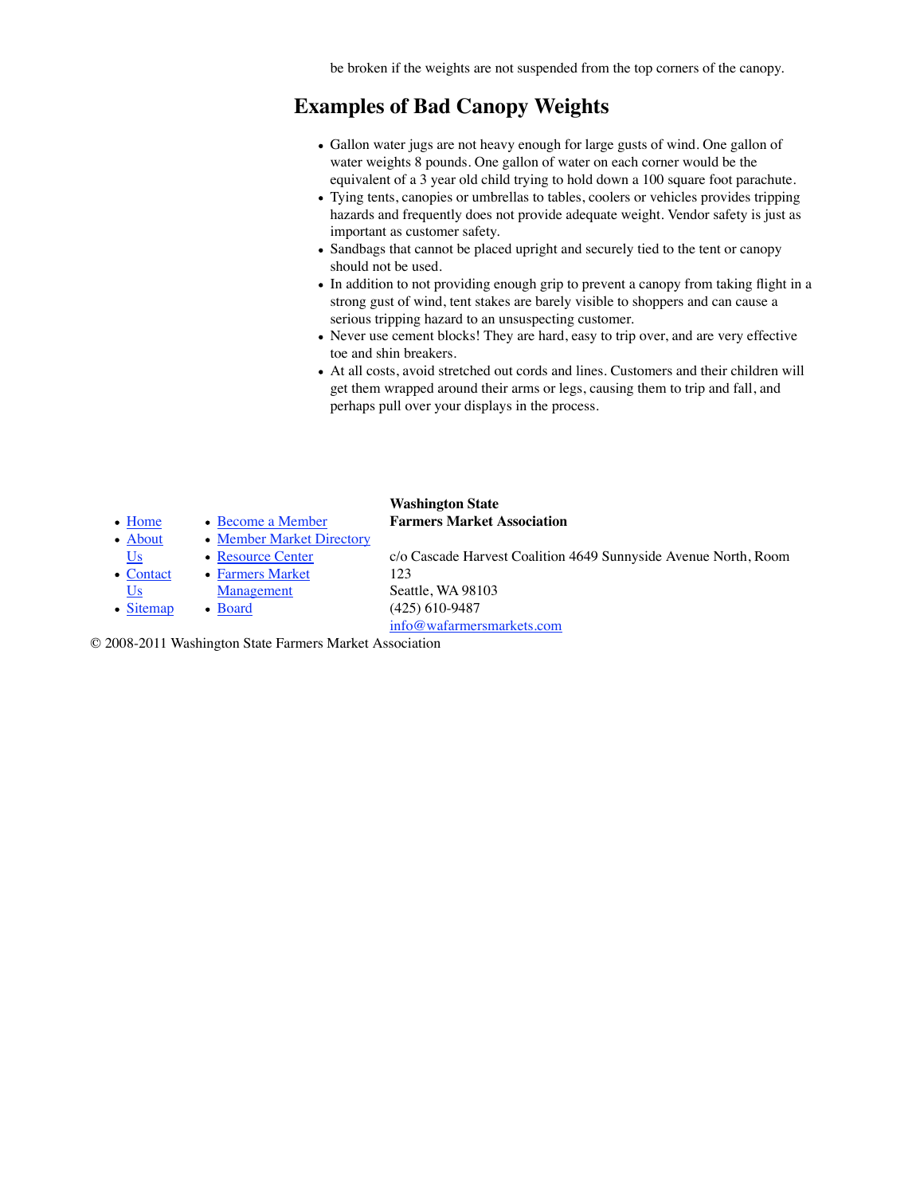be broken if the weights are not suspended from the top corners of the canopy.

## Examples of Bad Canopy Weights

- Gallon water jugs are not heavy enough for large gusts of wind. One gallon of water weights 8 pounds. One gallon of water on each corner would be the equivalent of a 3 year old child trying to hold down a 100 square foot parachute.
- Tying tents, canopies or umbrellas to tables, coolers or vehicles provides tripping hazards and frequently does not provide adequate weight. Vendor safety is just as important as customer safety.
- Sandbags that cannot be placed upright and securely tied to the tent or canopy should not be used.
- In addition to not providing enough grip to prevent a canopy from taking flight in a strong gust of wind, tent stakes are barely visible to shoppers and can cause a serious tripping hazard to an unsuspecting customer.
- Never use cement blocks! They are hard, easy to trip over, and are very effective toe and shin breakers.
- At all costs, avoid stretched out cords and lines. Customers and their children will get them wrapped around their arms or legs, causing them to trip and fall, and perhaps pull over your displays in the process.

- Home
- About Us
- Contact Us
- Sitemap

- Become a Member
- Member Market Directory
- Resource Center
- Farmers Market Management
- Board

**Washington State Farmers Market Association**

c/o Cascade Harvest Coalition 4649 Sunnyside Avenue North, Room 123
Seattle, WA 98103
(425) 610-9487
info@wafarmersmarkets.com

© 2008-2011 Washington State Farmers Market Association